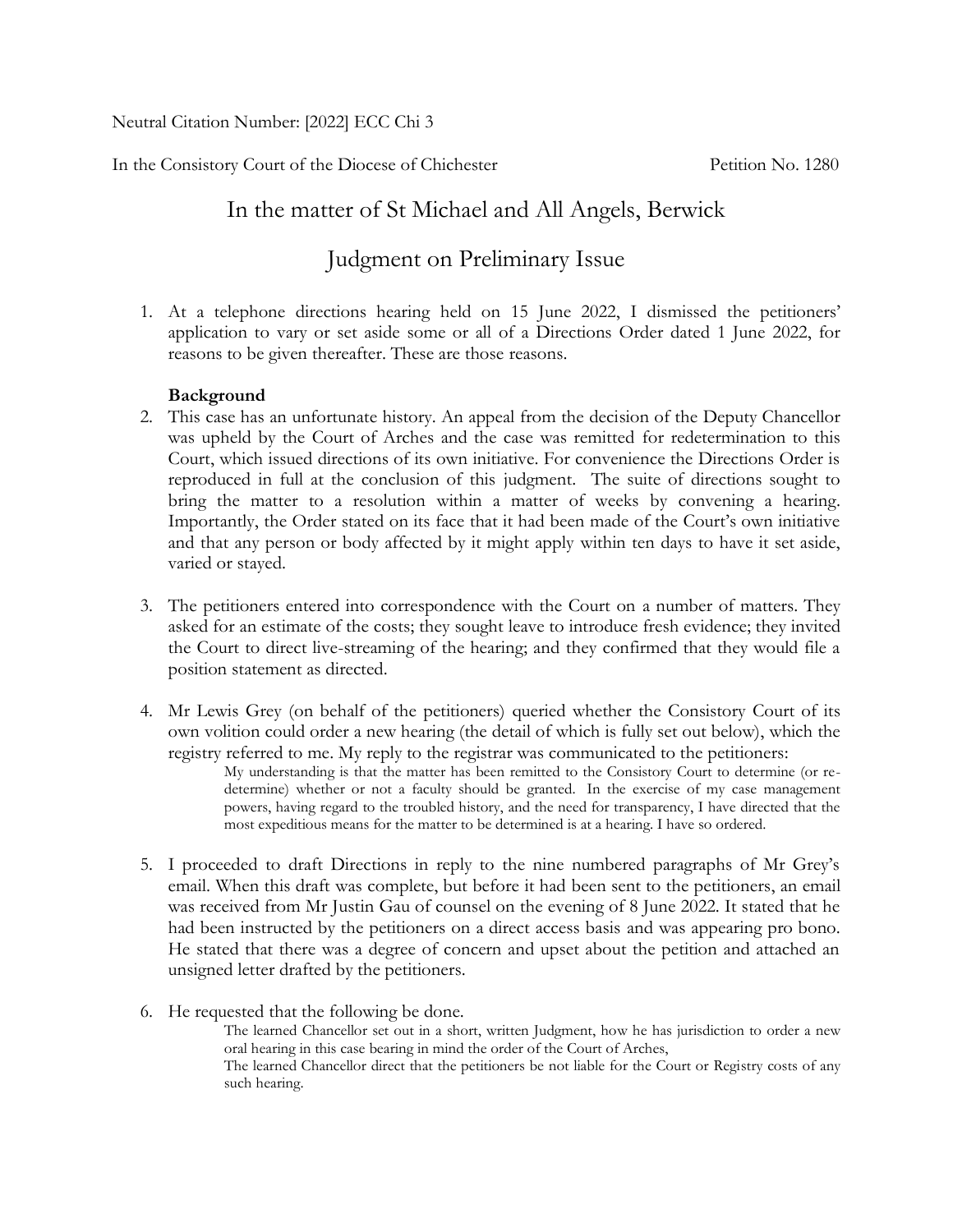Neutral Citation Number: [2022] ECC Chi 3

In the Consistory Court of the Diocese of Chichester Petition No. 1280

# In the matter of St Michael and All Angels, Berwick

# Judgment on Preliminary Issue

1. At a telephone directions hearing held on 15 June 2022, I dismissed the petitioners' application to vary or set aside some or all of a Directions Order dated 1 June 2022, for reasons to be given thereafter. These are those reasons.

**Background**

2. This case has an unfortunate history. An appeal from the decision of the Deputy Chancellor was upheld by the Court of Arches and the case was remitted for redetermination to this Court, which issued directions of its own initiative. For convenience the Directions Order is reproduced in full at the conclusion of this judgment. The suite of directions sought to bring the matter to a resolution within a matter of weeks by convening a hearing. Importantly, the Order stated on its face that it had been made of the Court's own initiative and that any person or body affected by it might apply within ten days to have it set aside, varied or stayed.

3. The petitioners entered into correspondence with the Court on a number of matters. They asked for an estimate of the costs; they sought leave to introduce fresh evidence; they invited the Court to direct live-streaming of the hearing; and they confirmed that they would file a position statement as directed.

4. Mr Lewis Grey (on behalf of the petitioners) queried whether the Consistory Court of its own volition could order a new hearing (the detail of which is fully set out below), which the registry referred to me. My reply to the registrar was communicated to the petitioners:

> My understanding is that the matter has been remitted to the Consistory Court to determine (or re-determine) whether or not a faculty should be granted. In the exercise of my case management powers, having regard to the troubled history, and the need for transparency, I have directed that the most expeditious means for the matter to be determined is at a hearing. I have so ordered.

5. I proceeded to draft Directions in reply to the nine numbered paragraphs of Mr Grey's email. When this draft was complete, but before it had been sent to the petitioners, an email was received from Mr Justin Gau of counsel on the evening of 8 June 2022. It stated that he had been instructed by the petitioners on a direct access basis and was appearing pro bono. He stated that there was a degree of concern and upset about the petition and attached an unsigned letter drafted by the petitioners.

6. He requested that the following be done.

> The learned Chancellor set out in a short, written Judgment, how he has jurisdiction to order a new oral hearing in this case bearing in mind the order of the Court of Arches,
>
> The learned Chancellor direct that the petitioners be not liable for the Court or Registry costs of any such hearing.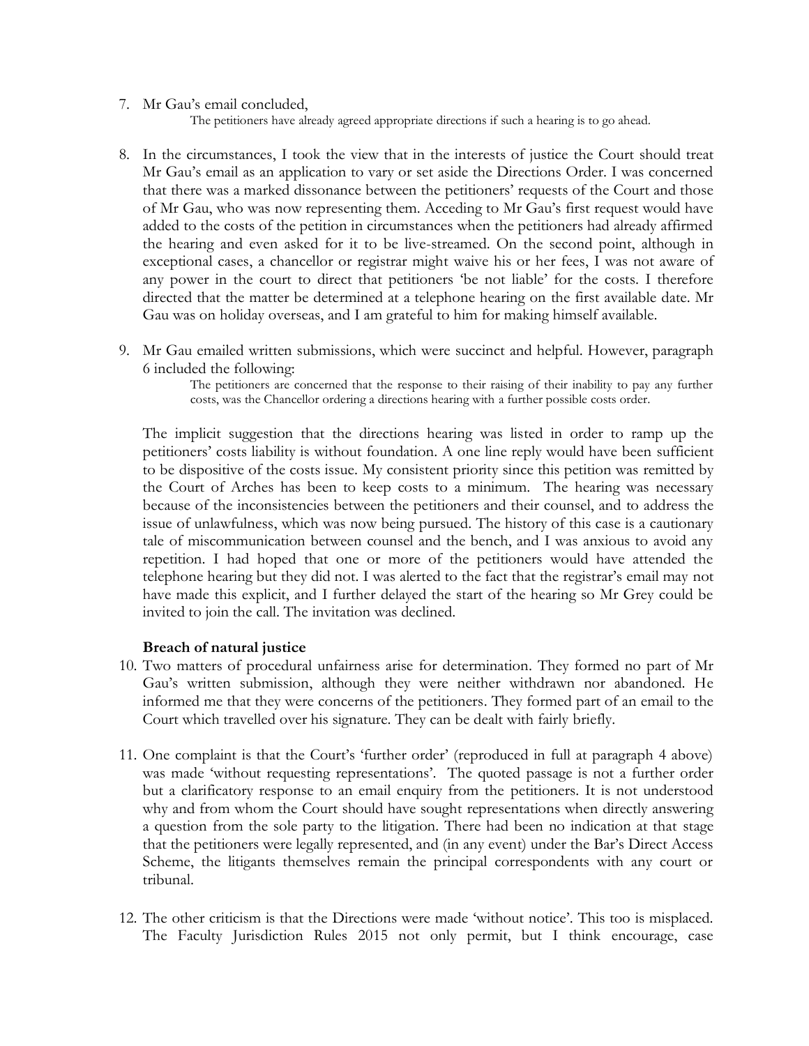7. Mr Gau's email concluded,

   > The petitioners have already agreed appropriate directions if such a hearing is to go ahead.

8. In the circumstances, I took the view that in the interests of justice the Court should treat Mr Gau's email as an application to vary or set aside the Directions Order. I was concerned that there was a marked dissonance between the petitioners' requests of the Court and those of Mr Gau, who was now representing them. Acceding to Mr Gau's first request would have added to the costs of the petition in circumstances when the petitioners had already affirmed the hearing and even asked for it to be live-streamed. On the second point, although in exceptional cases, a chancellor or registrar might waive his or her fees, I was not aware of any power in the court to direct that petitioners 'be not liable' for the costs. I therefore directed that the matter be determined at a telephone hearing on the first available date. Mr Gau was on holiday overseas, and I am grateful to him for making himself available.

9. Mr Gau emailed written submissions, which were succinct and helpful. However, paragraph 6 included the following:

   > The petitioners are concerned that the response to their raising of their inability to pay any further costs, was the Chancellor ordering a directions hearing with a further possible costs order.

   The implicit suggestion that the directions hearing was listed in order to ramp up the petitioners' costs liability is without foundation. A one line reply would have been sufficient to be dispositive of the costs issue. My consistent priority since this petition was remitted by the Court of Arches has been to keep costs to a minimum. The hearing was necessary because of the inconsistencies between the petitioners and their counsel, and to address the issue of unlawfulness, which was now being pursued. The history of this case is a cautionary tale of miscommunication between counsel and the bench, and I was anxious to avoid any repetition. I had hoped that one or more of the petitioners would have attended the telephone hearing but they did not. I was alerted to the fact that the registrar's email may not have made this explicit, and I further delayed the start of the hearing so Mr Grey could be invited to join the call. The invitation was declined.

**Breach of natural justice**

10. Two matters of procedural unfairness arise for determination. They formed no part of Mr Gau's written submission, although they were neither withdrawn nor abandoned. He informed me that they were concerns of the petitioners. They formed part of an email to the Court which travelled over his signature. They can be dealt with fairly briefly.

11. One complaint is that the Court's 'further order' (reproduced in full at paragraph 4 above) was made 'without requesting representations'. The quoted passage is not a further order but a clarificatory response to an email enquiry from the petitioners. It is not understood why and from whom the Court should have sought representations when directly answering a question from the sole party to the litigation. There had been no indication at that stage that the petitioners were legally represented, and (in any event) under the Bar's Direct Access Scheme, the litigants themselves remain the principal correspondents with any court or tribunal.

12. The other criticism is that the Directions were made 'without notice'. This too is misplaced. The Faculty Jurisdiction Rules 2015 not only permit, but I think encourage, case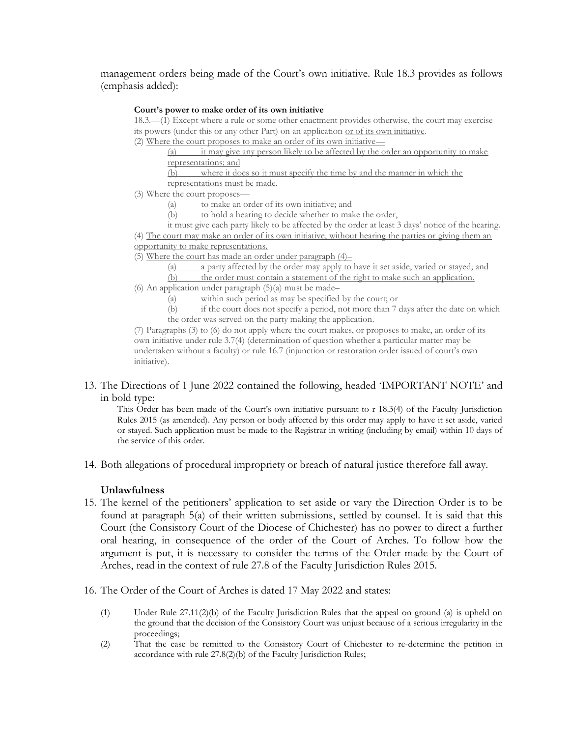management orders being made of the Court's own initiative. Rule 18.3 provides as follows (emphasis added):

> **Court's power to make order of its own initiative**
>
> 18.3.—(1) Except where a rule or some other enactment provides otherwise, the court may exercise its powers (under this or any other Part) on an application <u>or of its own initiative</u>.
>
> (2) <u>Where the court proposes to make an order of its own initiative—</u>
>
> <u>(a) it may give any person likely to be affected by the order an opportunity to make representations; and</u>
>
> <u>(b) where it does so it must specify the time by and the manner in which the representations must be made.</u>
>
> (3) Where the court proposes—
>
> (a) to make an order of its own initiative; and
>
> (b) to hold a hearing to decide whether to make the order,
>
> it must give each party likely to be affected by the order at least 3 days' notice of the hearing.
>
> (4) <u>The court may make an order of its own initiative, without hearing the parties or giving them an opportunity to make representations.</u>
>
> (5) <u>Where the court has made an order under paragraph (4)–</u>
>
> <u>(a) a party affected by the order may apply to have it set aside, varied or stayed; and</u>
>
> <u>(b) the order must contain a statement of the right to make such an application.</u>
>
> (6) An application under paragraph (5)(a) must be made–
>
> (a) within such period as may be specified by the court; or
>
> (b) if the court does not specify a period, not more than 7 days after the date on which the order was served on the party making the application.
>
> (7) Paragraphs (3) to (6) do not apply where the court makes, or proposes to make, an order of its own initiative under rule 3.7(4) (determination of question whether a particular matter may be undertaken without a faculty) or rule 16.7 (injunction or restoration order issued of court's own initiative).

13. The Directions of 1 June 2022 contained the following, headed 'IMPORTANT NOTE' and in bold type:

> This Order has been made of the Court's own initiative pursuant to r 18.3(4) of the Faculty Jurisdiction Rules 2015 (as amended). Any person or body affected by this order may apply to have it set aside, varied or stayed. Such application must be made to the Registrar in writing (including by email) within 10 days of the service of this order.

14. Both allegations of procedural impropriety or breach of natural justice therefore fall away.

**Unlawfulness**

15. The kernel of the petitioners' application to set aside or vary the Direction Order is to be found at paragraph 5(a) of their written submissions, settled by counsel. It is said that this Court (the Consistory Court of the Diocese of Chichester) has no power to direct a further oral hearing, in consequence of the order of the Court of Arches. To follow how the argument is put, it is necessary to consider the terms of the Order made by the Court of Arches, read in the context of rule 27.8 of the Faculty Jurisdiction Rules 2015.

16. The Order of the Court of Arches is dated 17 May 2022 and states:

> (1) Under Rule 27.11(2)(b) of the Faculty Jurisdiction Rules that the appeal on ground (a) is upheld on the ground that the decision of the Consistory Court was unjust because of a serious irregularity in the proceedings;
>
> (2) That the case be remitted to the Consistory Court of Chichester to re-determine the petition in accordance with rule 27.8(2)(b) of the Faculty Jurisdiction Rules;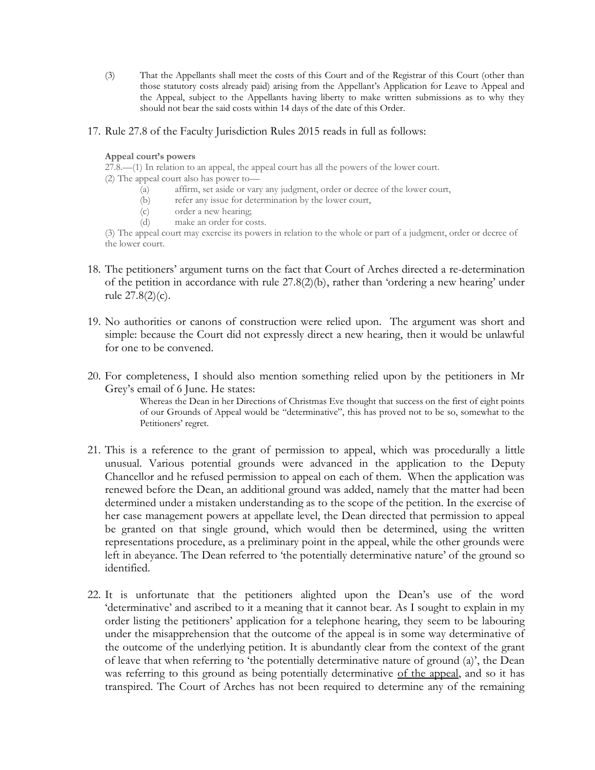(3) That the Appellants shall meet the costs of this Court and of the Registrar of this Court (other than those statutory costs already paid) arising from the Appellant's Application for Leave to Appeal and the Appeal, subject to the Appellants having liberty to make written submissions as to why they should not bear the said costs within 14 days of the date of this Order.

17. Rule 27.8 of the Faculty Jurisdiction Rules 2015 reads in full as follows:

> **Appeal court's powers**
>
> 27.8.—(1) In relation to an appeal, the appeal court has all the powers of the lower court.
>
> (2) The appeal court also has power to—
>
> (a) affirm, set aside or vary any judgment, order or decree of the lower court,
>
> (b) refer any issue for determination by the lower court,
>
> (c) order a new hearing;
>
> (d) make an order for costs.
>
> (3) The appeal court may exercise its powers in relation to the whole or part of a judgment, order or decree of the lower court.

18. The petitioners' argument turns on the fact that Court of Arches directed a re-determination of the petition in accordance with rule 27.8(2)(b), rather than 'ordering a new hearing' under rule 27.8(2)(c).

19. No authorities or canons of construction were relied upon. The argument was short and simple: because the Court did not expressly direct a new hearing, then it would be unlawful for one to be convened.

20. For completeness, I should also mention something relied upon by the petitioners in Mr Grey's email of 6 June. He states:

> Whereas the Dean in her Directions of Christmas Eve thought that success on the first of eight points of our Grounds of Appeal would be "determinative", this has proved not to be so, somewhat to the Petitioners' regret.

21. This is a reference to the grant of permission to appeal, which was procedurally a little unusual. Various potential grounds were advanced in the application to the Deputy Chancellor and he refused permission to appeal on each of them. When the application was renewed before the Dean, an additional ground was added, namely that the matter had been determined under a mistaken understanding as to the scope of the petition. In the exercise of her case management powers at appellate level, the Dean directed that permission to appeal be granted on that single ground, which would then be determined, using the written representations procedure, as a preliminary point in the appeal, while the other grounds were left in abeyance. The Dean referred to 'the potentially determinative nature' of the ground so identified.

22. It is unfortunate that the petitioners alighted upon the Dean's use of the word 'determinative' and ascribed to it a meaning that it cannot bear. As I sought to explain in my order listing the petitioners' application for a telephone hearing, they seem to be labouring under the misapprehension that the outcome of the appeal is in some way determinative of the outcome of the underlying petition. It is abundantly clear from the context of the grant of leave that when referring to 'the potentially determinative nature of ground (a)', the Dean was referring to this ground as being potentially determinative of the appeal, and so it has transpired. The Court of Arches has not been required to determine any of the remaining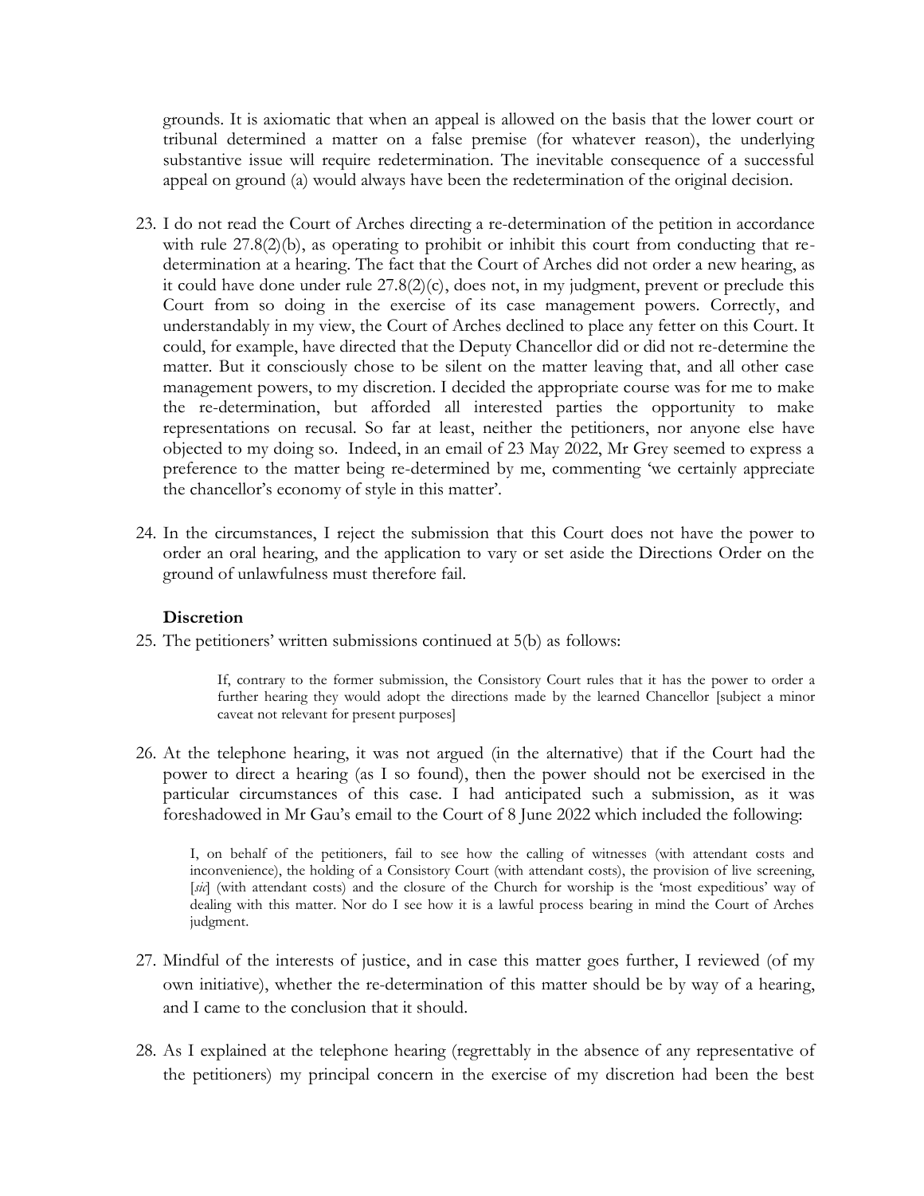grounds. It is axiomatic that when an appeal is allowed on the basis that the lower court or tribunal determined a matter on a false premise (for whatever reason), the underlying substantive issue will require redetermination. The inevitable consequence of a successful appeal on ground (a) would always have been the redetermination of the original decision.

23. I do not read the Court of Arches directing a re-determination of the petition in accordance with rule 27.8(2)(b), as operating to prohibit or inhibit this court from conducting that re-determination at a hearing. The fact that the Court of Arches did not order a new hearing, as it could have done under rule 27.8(2)(c), does not, in my judgment, prevent or preclude this Court from so doing in the exercise of its case management powers. Correctly, and understandably in my view, the Court of Arches declined to place any fetter on this Court. It could, for example, have directed that the Deputy Chancellor did or did not re-determine the matter. But it consciously chose to be silent on the matter leaving that, and all other case management powers, to my discretion. I decided the appropriate course was for me to make the re-determination, but afforded all interested parties the opportunity to make representations on recusal. So far at least, neither the petitioners, nor anyone else have objected to my doing so. Indeed, in an email of 23 May 2022, Mr Grey seemed to express a preference to the matter being re-determined by me, commenting 'we certainly appreciate the chancellor's economy of style in this matter'.

24. In the circumstances, I reject the submission that this Court does not have the power to order an oral hearing, and the application to vary or set aside the Directions Order on the ground of unlawfulness must therefore fail.

**Discretion**

25. The petitioners' written submissions continued at 5(b) as follows:

> If, contrary to the former submission, the Consistory Court rules that it has the power to order a further hearing they would adopt the directions made by the learned Chancellor [subject a minor caveat not relevant for present purposes]

26. At the telephone hearing, it was not argued (in the alternative) that if the Court had the power to direct a hearing (as I so found), then the power should not be exercised in the particular circumstances of this case. I had anticipated such a submission, as it was foreshadowed in Mr Gau's email to the Court of 8 June 2022 which included the following:

> I, on behalf of the petitioners, fail to see how the calling of witnesses (with attendant costs and inconvenience), the holding of a Consistory Court (with attendant costs), the provision of live screening, [*sic*] (with attendant costs) and the closure of the Church for worship is the 'most expeditious' way of dealing with this matter. Nor do I see how it is a lawful process bearing in mind the Court of Arches judgment.

27. Mindful of the interests of justice, and in case this matter goes further, I reviewed (of my own initiative), whether the re-determination of this matter should be by way of a hearing, and I came to the conclusion that it should.

28. As I explained at the telephone hearing (regrettably in the absence of any representative of the petitioners) my principal concern in the exercise of my discretion had been the best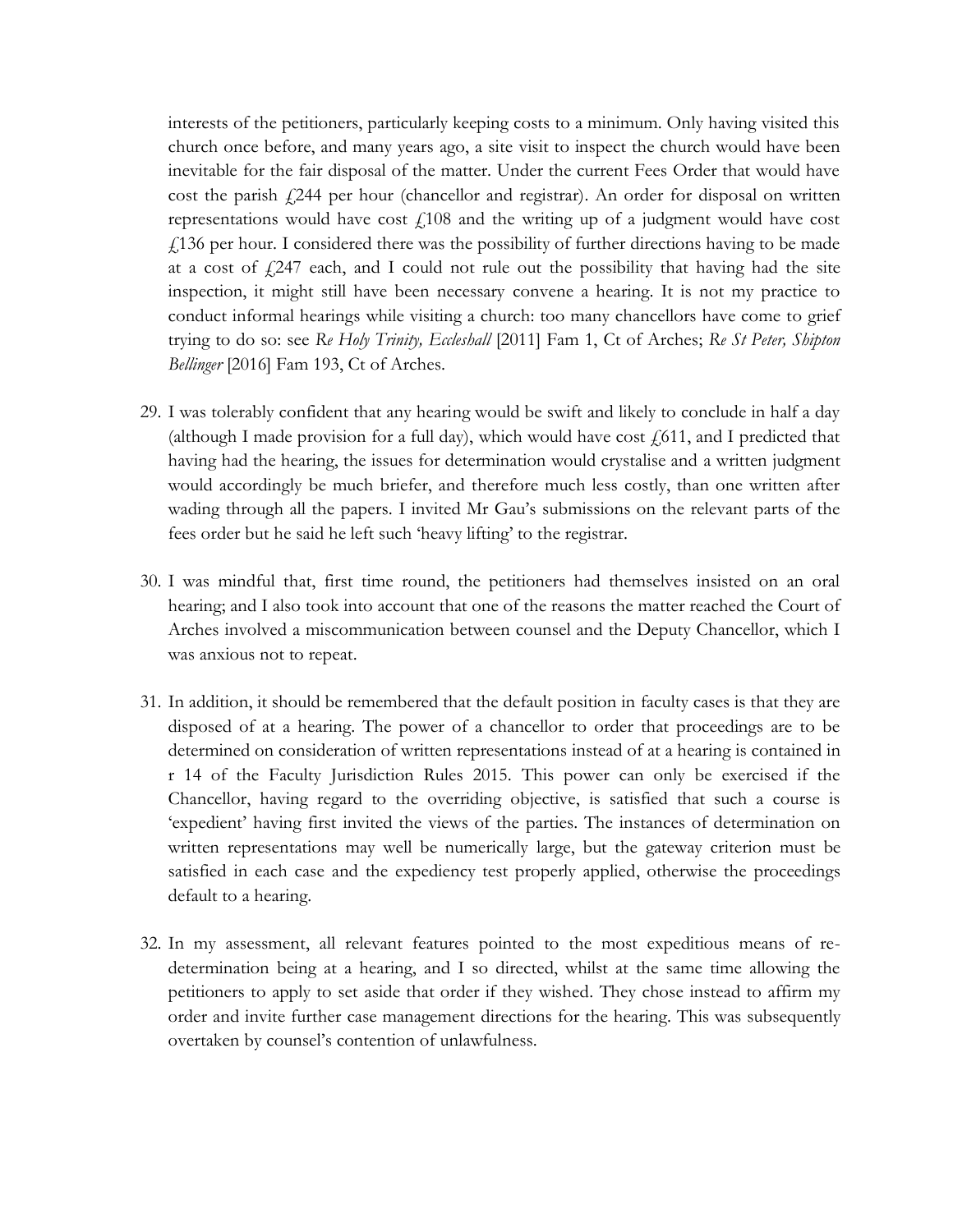interests of the petitioners, particularly keeping costs to a minimum. Only having visited this church once before, and many years ago, a site visit to inspect the church would have been inevitable for the fair disposal of the matter. Under the current Fees Order that would have cost the parish £244 per hour (chancellor and registrar). An order for disposal on written representations would have cost £108 and the writing up of a judgment would have cost £136 per hour. I considered there was the possibility of further directions having to be made at a cost of £247 each, and I could not rule out the possibility that having had the site inspection, it might still have been necessary convene a hearing. It is not my practice to conduct informal hearings while visiting a church: too many chancellors have come to grief trying to do so: see *Re Holy Trinity, Eccleshall* [2011] Fam 1, Ct of Arches; *Re St Peter, Shipton Bellinger* [2016] Fam 193, Ct of Arches.

29. I was tolerably confident that any hearing would be swift and likely to conclude in half a day (although I made provision for a full day), which would have cost £611, and I predicted that having had the hearing, the issues for determination would crystalise and a written judgment would accordingly be much briefer, and therefore much less costly, than one written after wading through all the papers. I invited Mr Gau's submissions on the relevant parts of the fees order but he said he left such 'heavy lifting' to the registrar.

30. I was mindful that, first time round, the petitioners had themselves insisted on an oral hearing; and I also took into account that one of the reasons the matter reached the Court of Arches involved a miscommunication between counsel and the Deputy Chancellor, which I was anxious not to repeat.

31. In addition, it should be remembered that the default position in faculty cases is that they are disposed of at a hearing. The power of a chancellor to order that proceedings are to be determined on consideration of written representations instead of at a hearing is contained in r 14 of the Faculty Jurisdiction Rules 2015. This power can only be exercised if the Chancellor, having regard to the overriding objective, is satisfied that such a course is 'expedient' having first invited the views of the parties. The instances of determination on written representations may well be numerically large, but the gateway criterion must be satisfied in each case and the expediency test properly applied, otherwise the proceedings default to a hearing.

32. In my assessment, all relevant features pointed to the most expeditious means of re-determination being at a hearing, and I so directed, whilst at the same time allowing the petitioners to apply to set aside that order if they wished. They chose instead to affirm my order and invite further case management directions for the hearing. This was subsequently overtaken by counsel's contention of unlawfulness.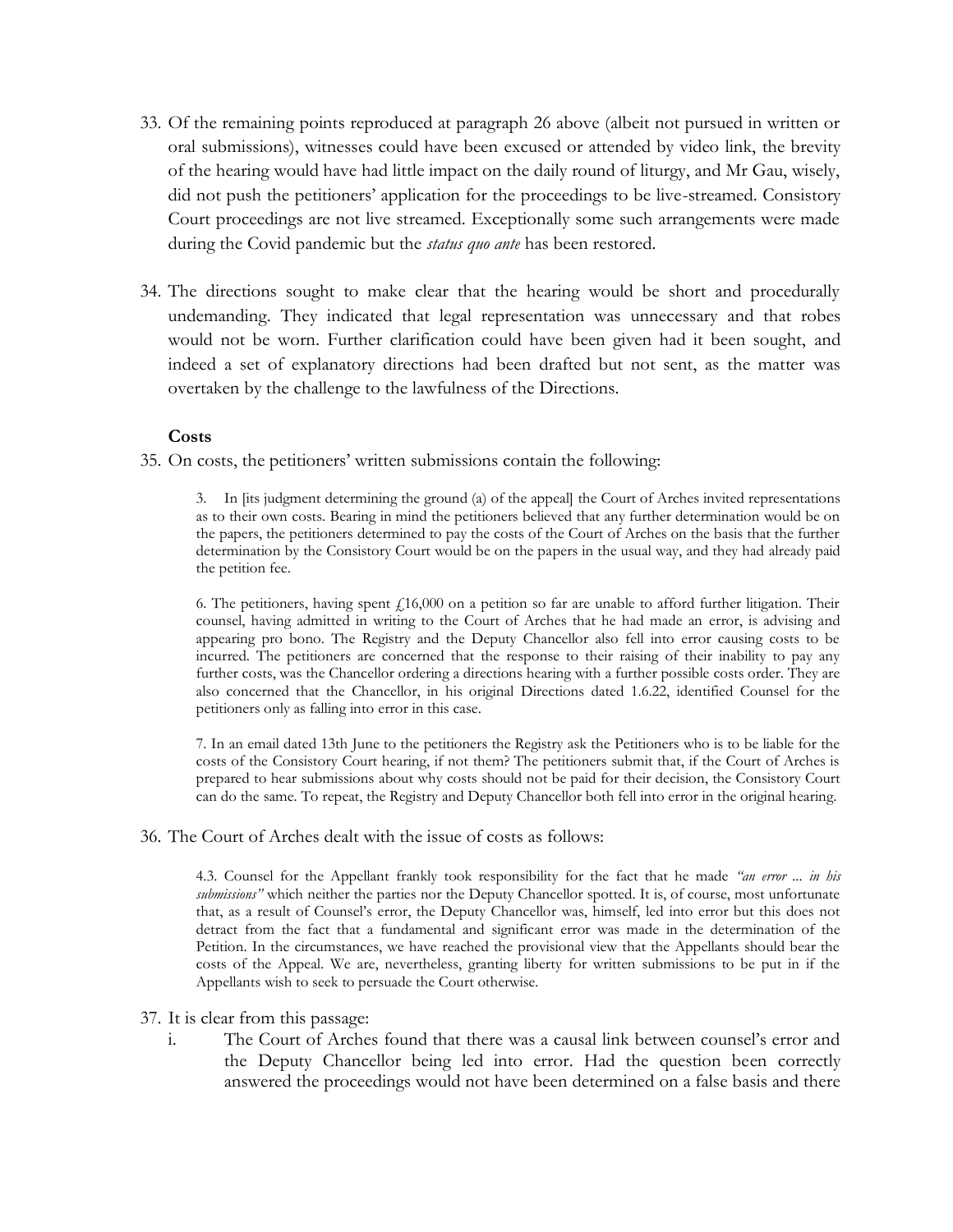33. Of the remaining points reproduced at paragraph 26 above (albeit not pursued in written or oral submissions), witnesses could have been excused or attended by video link, the brevity of the hearing would have had little impact on the daily round of liturgy, and Mr Gau, wisely, did not push the petitioners' application for the proceedings to be live-streamed. Consistory Court proceedings are not live streamed. Exceptionally some such arrangements were made during the Covid pandemic but the *status quo ante* has been restored.

34. The directions sought to make clear that the hearing would be short and procedurally undemanding. They indicated that legal representation was unnecessary and that robes would not be worn. Further clarification could have been given had it been sought, and indeed a set of explanatory directions had been drafted but not sent, as the matter was overtaken by the challenge to the lawfulness of the Directions.

**Costs**

35. On costs, the petitioners' written submissions contain the following:

> 3. In [its judgment determining the ground (a) of the appeal] the Court of Arches invited representations as to their own costs. Bearing in mind the petitioners believed that any further determination would be on the papers, the petitioners determined to pay the costs of the Court of Arches on the basis that the further determination by the Consistory Court would be on the papers in the usual way, and they had already paid the petition fee.
>
> 6. The petitioners, having spent £16,000 on a petition so far are unable to afford further litigation. Their counsel, having admitted in writing to the Court of Arches that he had made an error, is advising and appearing pro bono. The Registry and the Deputy Chancellor also fell into error causing costs to be incurred. The petitioners are concerned that the response to their raising of their inability to pay any further costs, was the Chancellor ordering a directions hearing with a further possible costs order. They are also concerned that the Chancellor, in his original Directions dated 1.6.22, identified Counsel for the petitioners only as falling into error in this case.
>
> 7. In an email dated 13th June to the petitioners the Registry ask the Petitioners who is to be liable for the costs of the Consistory Court hearing, if not them? The petitioners submit that, if the Court of Arches is prepared to hear submissions about why costs should not be paid for their decision, the Consistory Court can do the same. To repeat, the Registry and Deputy Chancellor both fell into error in the original hearing.

36. The Court of Arches dealt with the issue of costs as follows:

> 4.3. Counsel for the Appellant frankly took responsibility for the fact that he made *"an error ... in his submissions"* which neither the parties nor the Deputy Chancellor spotted. It is, of course, most unfortunate that, as a result of Counsel's error, the Deputy Chancellor was, himself, led into error but this does not detract from the fact that a fundamental and significant error was made in the determination of the Petition. In the circumstances, we have reached the provisional view that the Appellants should bear the costs of the Appeal. We are, nevertheless, granting liberty for written submissions to be put in if the Appellants wish to seek to persuade the Court otherwise.

37. It is clear from this passage:

    i. The Court of Arches found that there was a causal link between counsel's error and the Deputy Chancellor being led into error. Had the question been correctly answered the proceedings would not have been determined on a false basis and there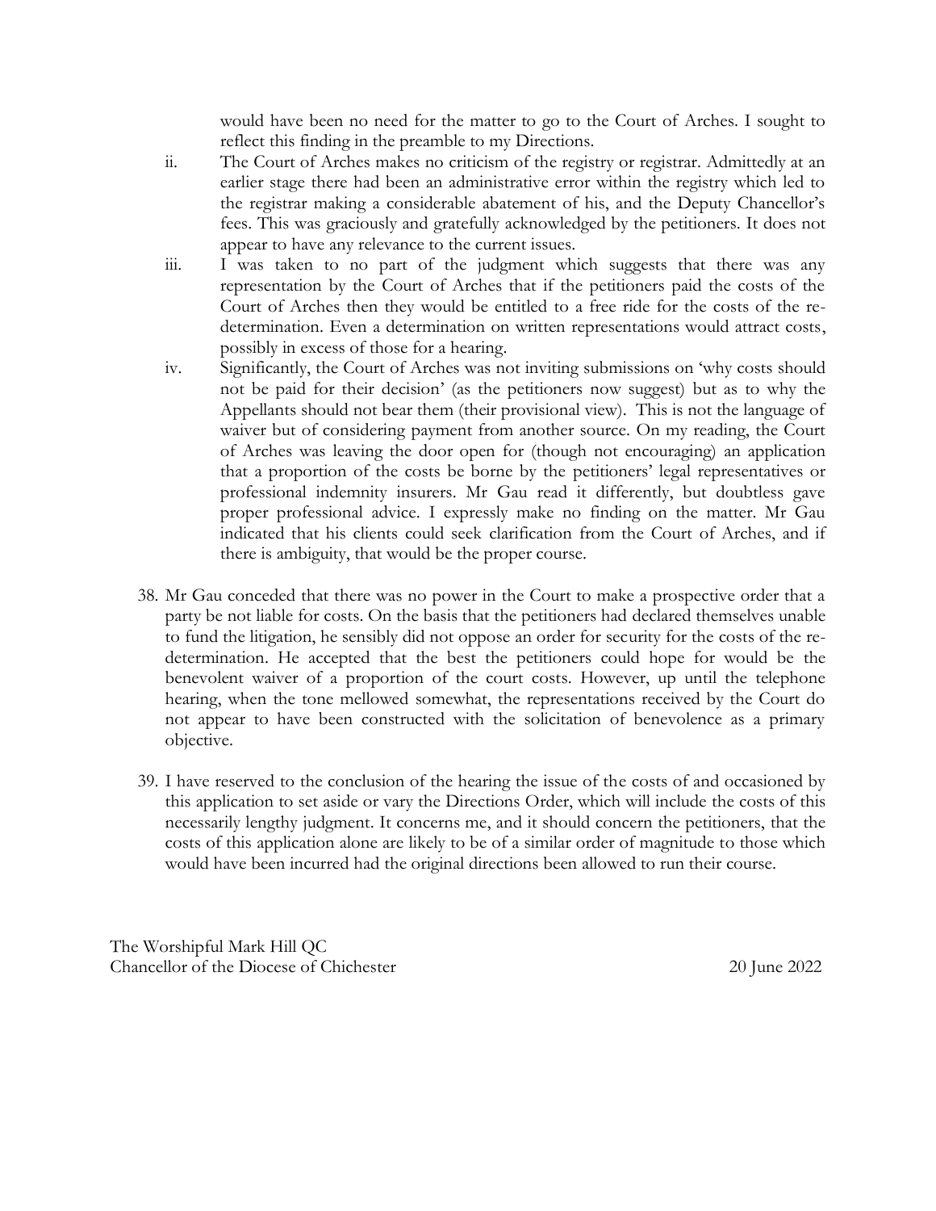would have been no need for the matter to go to the Court of Arches. I sought to reflect this finding in the preamble to my Directions.

ii. The Court of Arches makes no criticism of the registry or registrar. Admittedly at an earlier stage there had been an administrative error within the registry which led to the registrar making a considerable abatement of his, and the Deputy Chancellor's fees. This was graciously and gratefully acknowledged by the petitioners. It does not appear to have any relevance to the current issues.

iii. I was taken to no part of the judgment which suggests that there was any representation by the Court of Arches that if the petitioners paid the costs of the Court of Arches then they would be entitled to a free ride for the costs of the re-determination. Even a determination on written representations would attract costs, possibly in excess of those for a hearing.

iv. Significantly, the Court of Arches was not inviting submissions on 'why costs should not be paid for their decision' (as the petitioners now suggest) but as to why the Appellants should not bear them (their provisional view). This is not the language of waiver but of considering payment from another source. On my reading, the Court of Arches was leaving the door open for (though not encouraging) an application that a proportion of the costs be borne by the petitioners' legal representatives or professional indemnity insurers. Mr Gau read it differently, but doubtless gave proper professional advice. I expressly make no finding on the matter. Mr Gau indicated that his clients could seek clarification from the Court of Arches, and if there is ambiguity, that would be the proper course.

38. Mr Gau conceded that there was no power in the Court to make a prospective order that a party be not liable for costs. On the basis that the petitioners had declared themselves unable to fund the litigation, he sensibly did not oppose an order for security for the costs of the re-determination. He accepted that the best the petitioners could hope for would be the benevolent waiver of a proportion of the court costs. However, up until the telephone hearing, when the tone mellowed somewhat, the representations received by the Court do not appear to have been constructed with the solicitation of benevolence as a primary objective.

39. I have reserved to the conclusion of the hearing the issue of the costs of and occasioned by this application to set aside or vary the Directions Order, which will include the costs of this necessarily lengthy judgment. It concerns me, and it should concern the petitioners, that the costs of this application alone are likely to be of a similar order of magnitude to those which would have been incurred had the original directions been allowed to run their course.

The Worshipful Mark Hill QC
Chancellor of the Diocese of Chichester

20 June 2022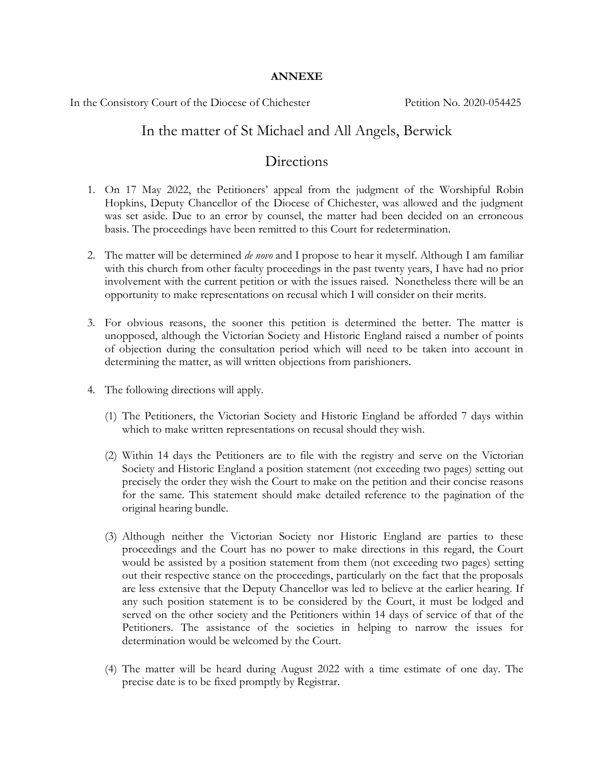**ANNEXE**

In the Consistory Court of the Diocese of Chichester    Petition No. 2020-054425

## In the matter of St Michael and All Angels, Berwick

## Directions

1. On 17 May 2022, the Petitioners' appeal from the judgment of the Worshipful Robin Hopkins, Deputy Chancellor of the Diocese of Chichester, was allowed and the judgment was set aside. Due to an error by counsel, the matter had been decided on an erroneous basis. The proceedings have been remitted to this Court for redetermination.

2. The matter will be determined *de novo* and I propose to hear it myself. Although I am familiar with this church from other faculty proceedings in the past twenty years, I have had no prior involvement with the current petition or with the issues raised. Nonetheless there will be an opportunity to make representations on recusal which I will consider on their merits.

3. For obvious reasons, the sooner this petition is determined the better. The matter is unopposed, although the Victorian Society and Historic England raised a number of points of objection during the consultation period which will need to be taken into account in determining the matter, as will written objections from parishioners.

4. The following directions will apply.

   (1) The Petitioners, the Victorian Society and Historic England be afforded 7 days within which to make written representations on recusal should they wish.

   (2) Within 14 days the Petitioners are to file with the registry and serve on the Victorian Society and Historic England a position statement (not exceeding two pages) setting out precisely the order they wish the Court to make on the petition and their concise reasons for the same. This statement should make detailed reference to the pagination of the original hearing bundle.

   (3) Although neither the Victorian Society nor Historic England are parties to these proceedings and the Court has no power to make directions in this regard, the Court would be assisted by a position statement from them (not exceeding two pages) setting out their respective stance on the proceedings, particularly on the fact that the proposals are less extensive that the Deputy Chancellor was led to believe at the earlier hearing. If any such position statement is to be considered by the Court, it must be lodged and served on the other society and the Petitioners within 14 days of service of that of the Petitioners. The assistance of the societies in helping to narrow the issues for determination would be welcomed by the Court.

   (4) The matter will be heard during August 2022 with a time estimate of one day. The precise date is to be fixed promptly by Registrar.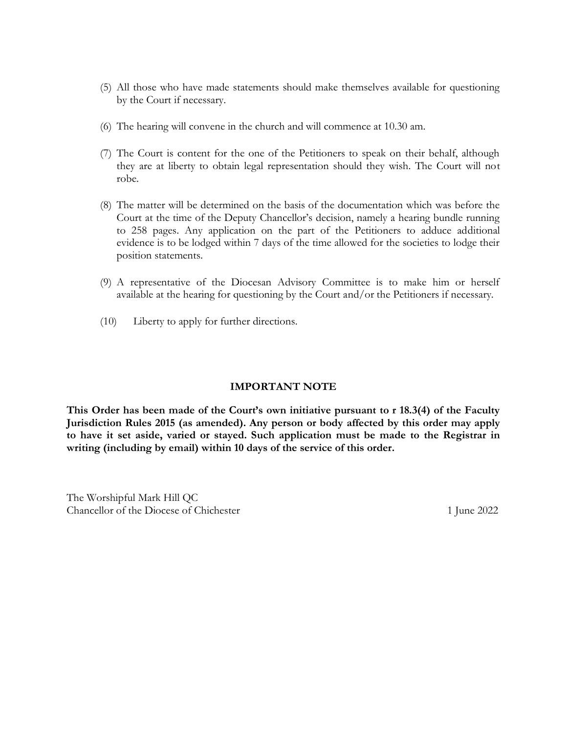(5) All those who have made statements should make themselves available for questioning by the Court if necessary.

(6) The hearing will convene in the church and will commence at 10.30 am.

(7) The Court is content for the one of the Petitioners to speak on their behalf, although they are at liberty to obtain legal representation should they wish. The Court will not robe.

(8) The matter will be determined on the basis of the documentation which was before the Court at the time of the Deputy Chancellor's decision, namely a hearing bundle running to 258 pages. Any application on the part of the Petitioners to adduce additional evidence is to be lodged within 7 days of the time allowed for the societies to lodge their position statements.

(9) A representative of the Diocesan Advisory Committee is to make him or herself available at the hearing for questioning by the Court and/or the Petitioners if necessary.

(10) Liberty to apply for further directions.

**IMPORTANT NOTE**

**This Order has been made of the Court's own initiative pursuant to r 18.3(4) of the Faculty Jurisdiction Rules 2015 (as amended). Any person or body affected by this order may apply to have it set aside, varied or stayed. Such application must be made to the Registrar in writing (including by email) within 10 days of the service of this order.**

The Worshipful Mark Hill QC
Chancellor of the Diocese of Chichester

1 June 2022